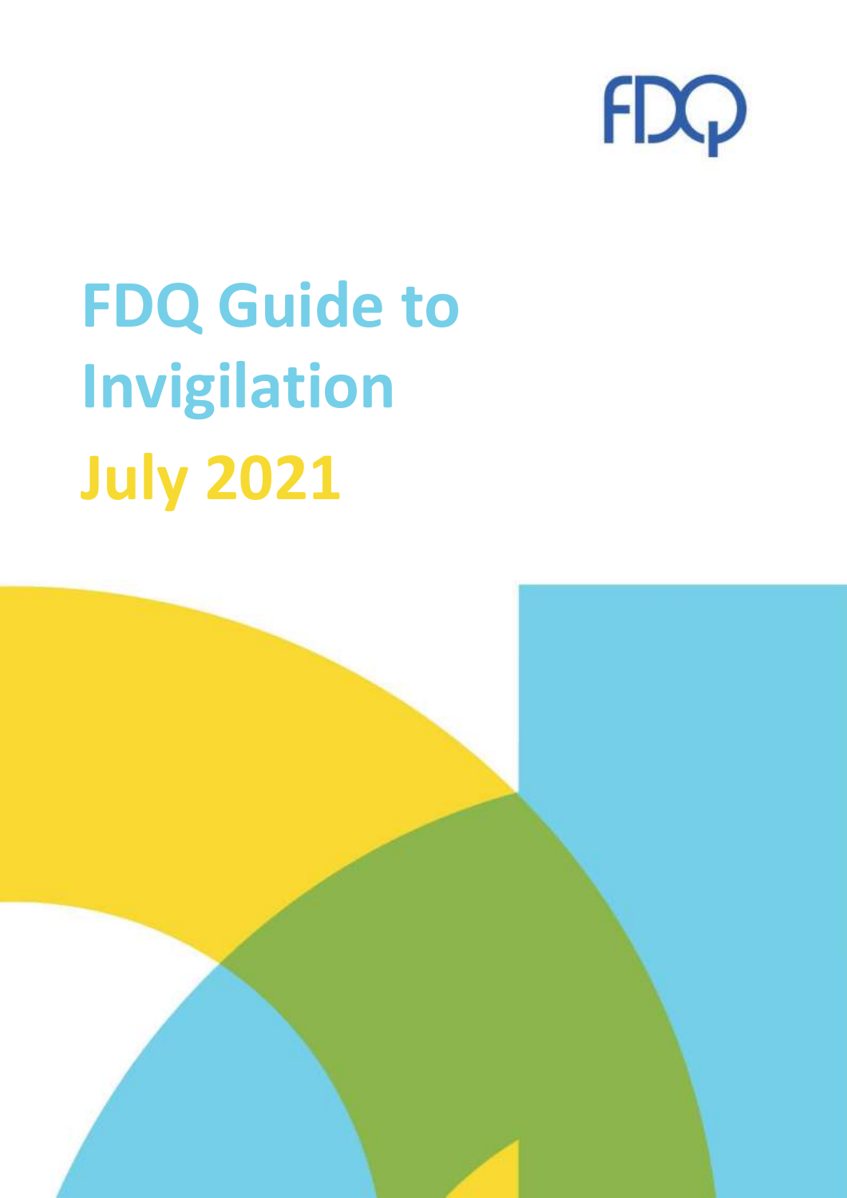FDQ

# FDQ Guide to Invigilation

## July 2021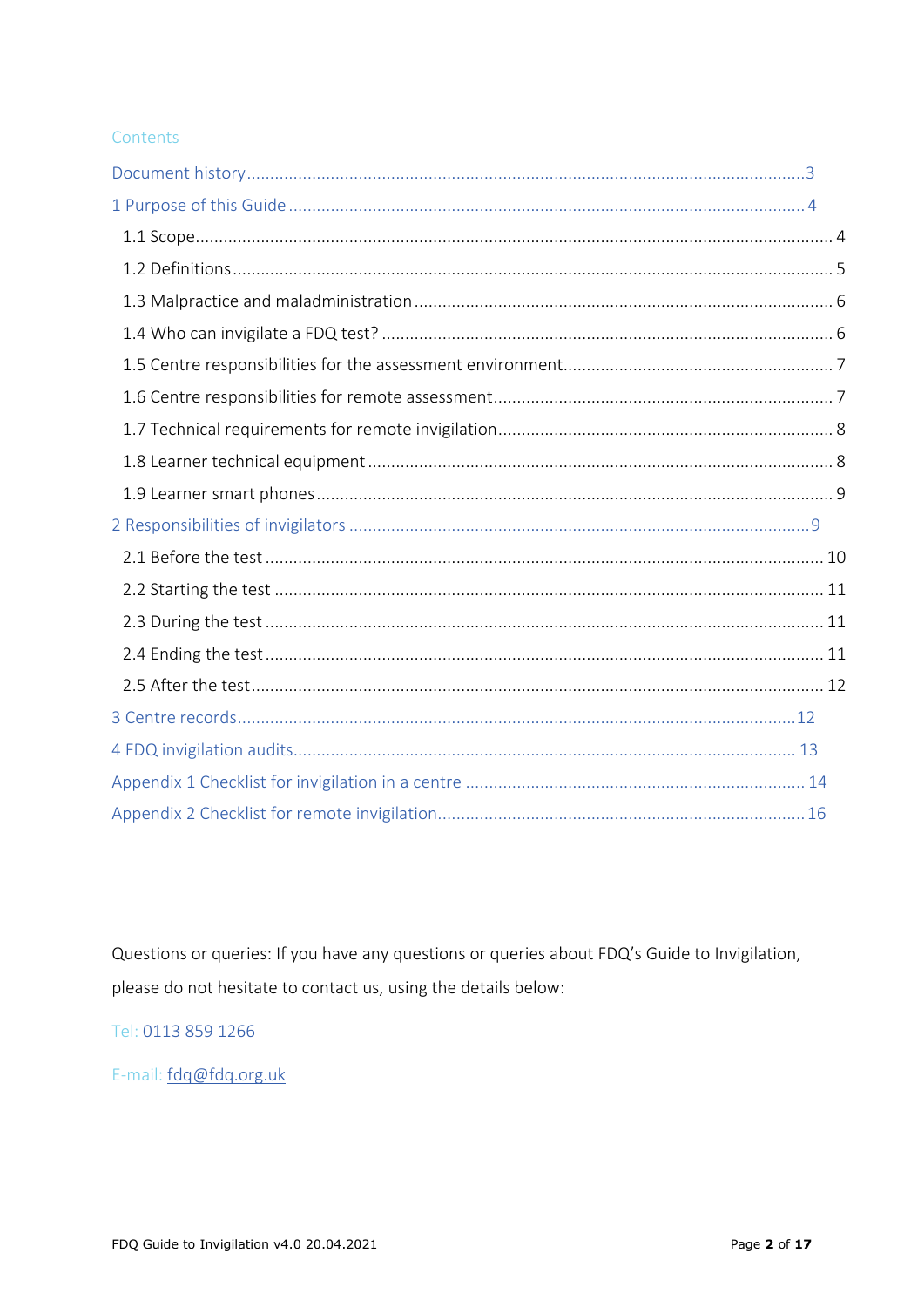## Contents

- Document history ... 3
- 1 Purpose of this Guide ... 4
  - 1.1 Scope ... 4
  - 1.2 Definitions ... 5
  - 1.3 Malpractice and maladministration ... 6
  - 1.4 Who can invigilate a FDQ test? ... 6
  - 1.5 Centre responsibilities for the assessment environment ... 7
  - 1.6 Centre responsibilities for remote assessment ... 7
  - 1.7 Technical requirements for remote invigilation ... 8
  - 1.8 Learner technical equipment ... 8
  - 1.9 Learner smart phones ... 9
- 2 Responsibilities of invigilators ... 9
  - 2.1 Before the test ... 10
  - 2.2 Starting the test ... 11
  - 2.3 During the test ... 11
  - 2.4 Ending the test ... 11
  - 2.5 After the test ... 12
- 3 Centre records ... 12
- 4 FDQ invigilation audits ... 13
- Appendix 1 Checklist for invigilation in a centre ... 14
- Appendix 2 Checklist for remote invigilation ... 16

Questions or queries: If you have any questions or queries about FDQ's Guide to Invigilation, please do not hesitate to contact us, using the details below:

Tel: 0113 859 1266

E-mail: fdq@fdq.org.uk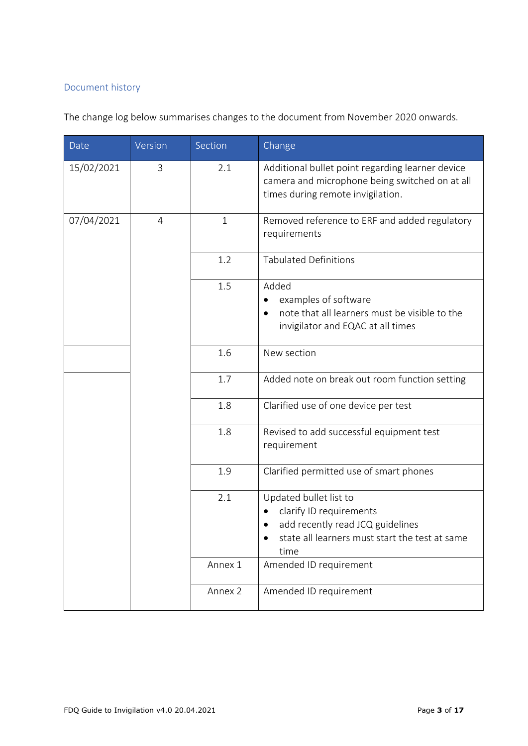## Document history

The change log below summarises changes to the document from November 2020 onwards.

| Date | Version | Section | Change |
|---|---|---|---|
| 15/02/2021 | 3 | 2.1 | Additional bullet point regarding learner device camera and microphone being switched on at all times during remote invigilation. |
| 07/04/2021 | 4 | 1 | Removed reference to ERF and added regulatory requirements |
| | | 1.2 | Tabulated Definitions |
| | | 1.5 | Added<br>• examples of software<br>• note that all learners must be visible to the invigilator and EQAC at all times |
| | | 1.6 | New section |
| | | 1.7 | Added note on break out room function setting |
| | | 1.8 | Clarified use of one device per test |
| | | 1.8 | Revised to add successful equipment test requirement |
| | | 1.9 | Clarified permitted use of smart phones |
| | | 2.1 | Updated bullet list to<br>• clarify ID requirements<br>• add recently read JCQ guidelines<br>• state all learners must start the test at same time |
| | | Annex 1 | Amended ID requirement |
| | | Annex 2 | Amended ID requirement |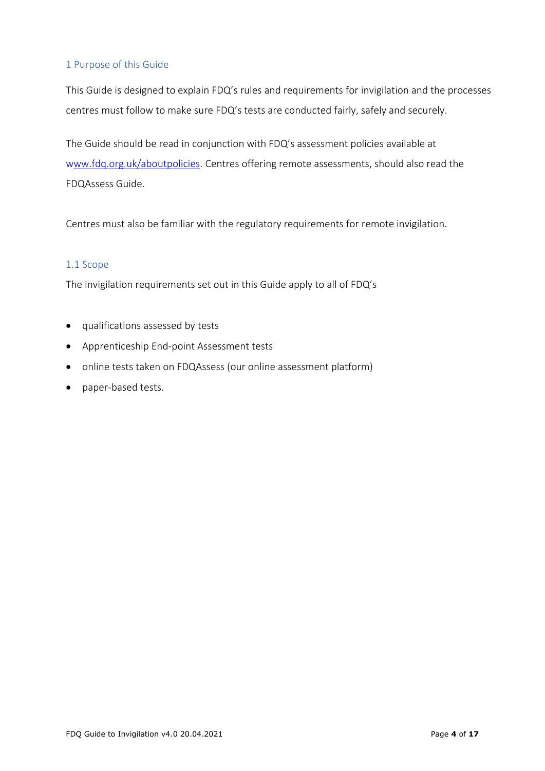## 1 Purpose of this Guide

This Guide is designed to explain FDQ's rules and requirements for invigilation and the processes centres must follow to make sure FDQ's tests are conducted fairly, safely and securely.

The Guide should be read in conjunction with FDQ's assessment policies available at [www.fdq.org.uk/aboutpolicies](http://www.fdq.org.uk/aboutpolicies). Centres offering remote assessments, should also read the FDQAssess Guide.

Centres must also be familiar with the regulatory requirements for remote invigilation.

### 1.1 Scope

The invigilation requirements set out in this Guide apply to all of FDQ's

- qualifications assessed by tests
- Apprenticeship End-point Assessment tests
- online tests taken on FDQAssess (our online assessment platform)
- paper-based tests.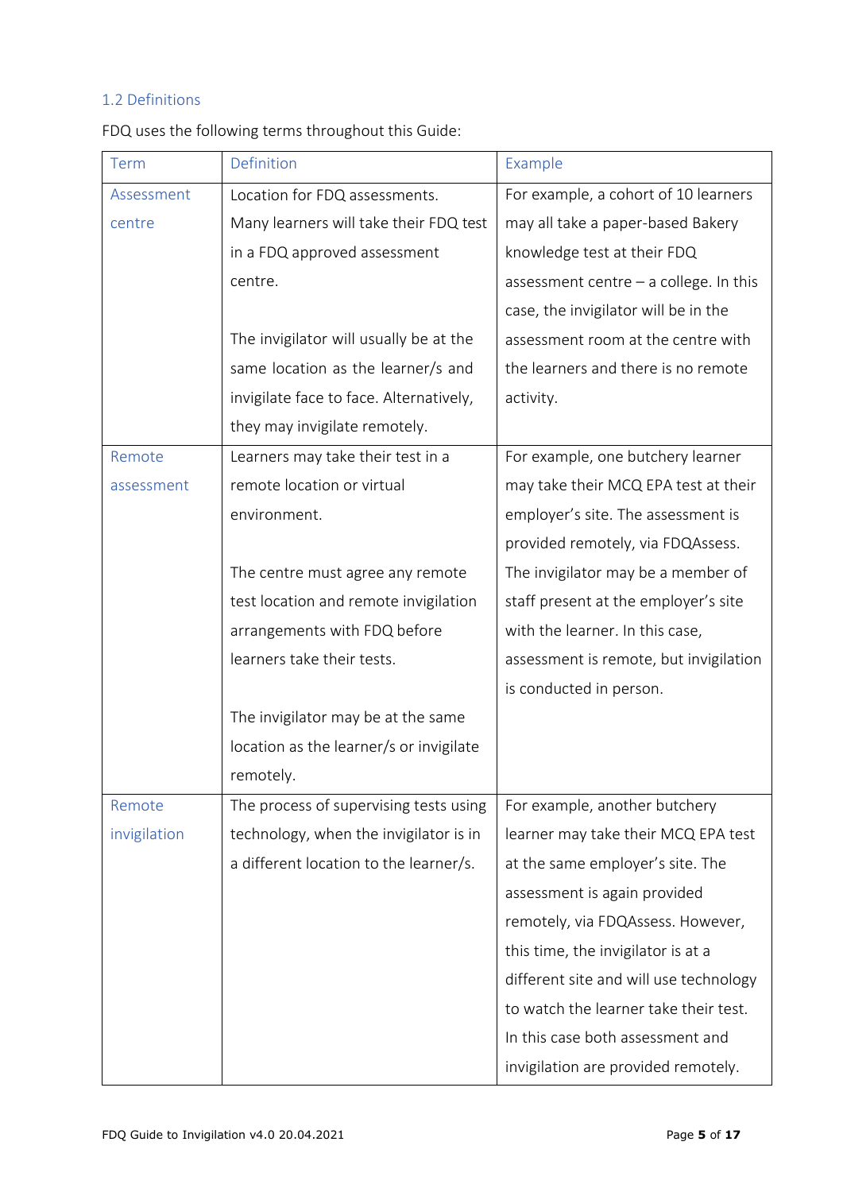### 1.2 Definitions

FDQ uses the following terms throughout this Guide:

| Term | Definition | Example |
|---|---|---|
| Assessment centre | Location for FDQ assessments. Many learners will take their FDQ test in a FDQ approved assessment centre.<br><br>The invigilator will usually be at the same location as the learner/s and invigilate face to face. Alternatively, they may invigilate remotely. | For example, a cohort of 10 learners may all take a paper-based Bakery knowledge test at their FDQ assessment centre – a college. In this case, the invigilator will be in the assessment room at the centre with the learners and there is no remote activity. |
| Remote assessment | Learners may take their test in a remote location or virtual environment.<br><br>The centre must agree any remote test location and remote invigilation arrangements with FDQ before learners take their tests.<br><br>The invigilator may be at the same location as the learner/s or invigilate remotely. | For example, one butchery learner may take their MCQ EPA test at their employer's site. The assessment is provided remotely, via FDQAssess. The invigilator may be a member of staff present at the employer's site with the learner. In this case, assessment is remote, but invigilation is conducted in person. |
| Remote invigilation | The process of supervising tests using technology, when the invigilator is in a different location to the learner/s. | For example, another butchery learner may take their MCQ EPA test at the same employer's site. The assessment is again provided remotely, via FDQAssess. However, this time, the invigilator is at a different site and will use technology to watch the learner take their test. In this case both assessment and invigilation are provided remotely. |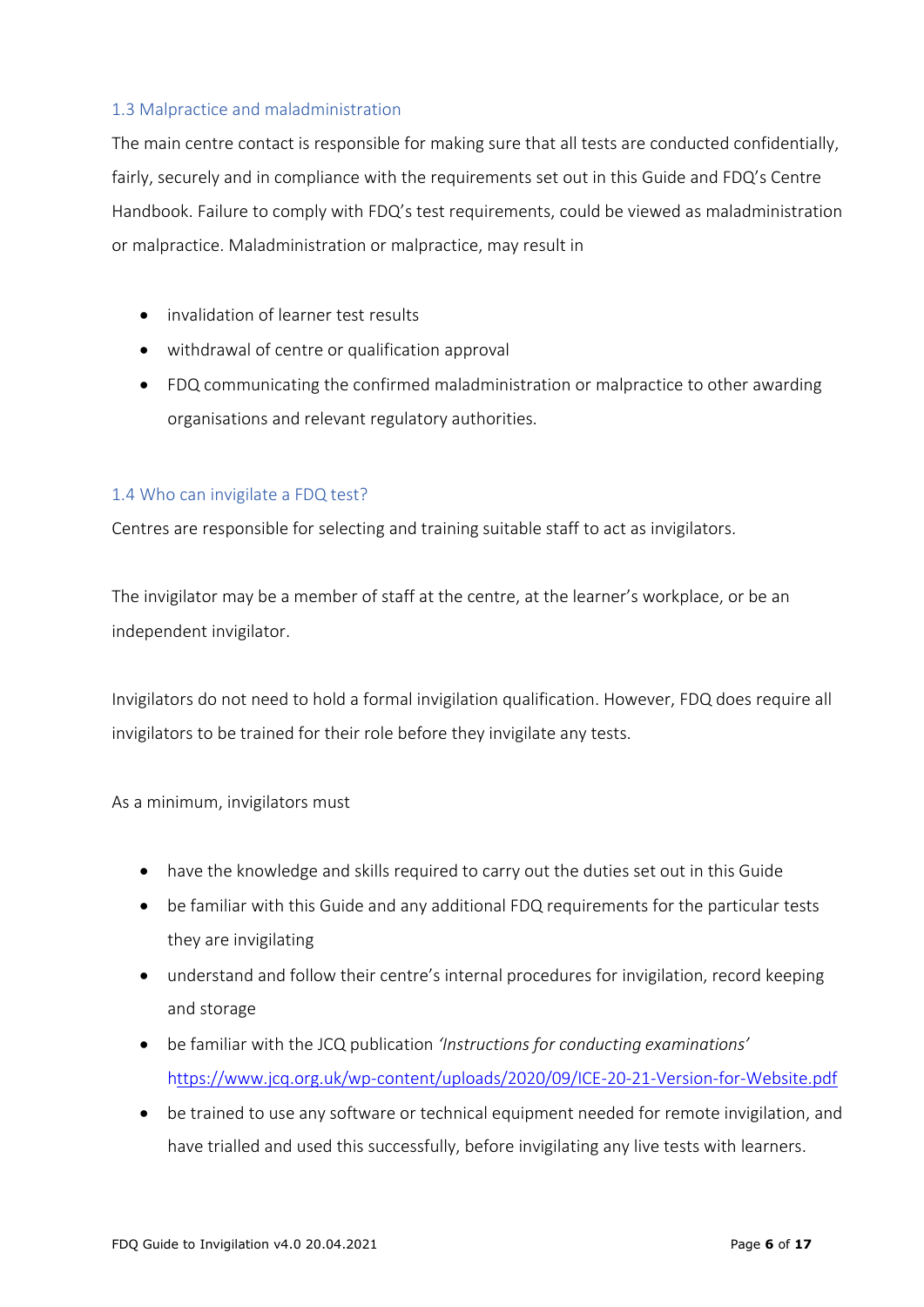### 1.3 Malpractice and maladministration

The main centre contact is responsible for making sure that all tests are conducted confidentially, fairly, securely and in compliance with the requirements set out in this Guide and FDQ's Centre Handbook. Failure to comply with FDQ's test requirements, could be viewed as maladministration or malpractice. Maladministration or malpractice, may result in

- invalidation of learner test results
- withdrawal of centre or qualification approval
- FDQ communicating the confirmed maladministration or malpractice to other awarding organisations and relevant regulatory authorities.

### 1.4 Who can invigilate a FDQ test?

Centres are responsible for selecting and training suitable staff to act as invigilators.

The invigilator may be a member of staff at the centre, at the learner's workplace, or be an independent invigilator.

Invigilators do not need to hold a formal invigilation qualification. However, FDQ does require all invigilators to be trained for their role before they invigilate any tests.

As a minimum, invigilators must

- have the knowledge and skills required to carry out the duties set out in this Guide
- be familiar with this Guide and any additional FDQ requirements for the particular tests they are invigilating
- understand and follow their centre's internal procedures for invigilation, record keeping and storage
- be familiar with the JCQ publication *'Instructions for conducting examinations'* https://www.jcq.org.uk/wp-content/uploads/2020/09/ICE-20-21-Version-for-Website.pdf
- be trained to use any software or technical equipment needed for remote invigilation, and have trialled and used this successfully, before invigilating any live tests with learners.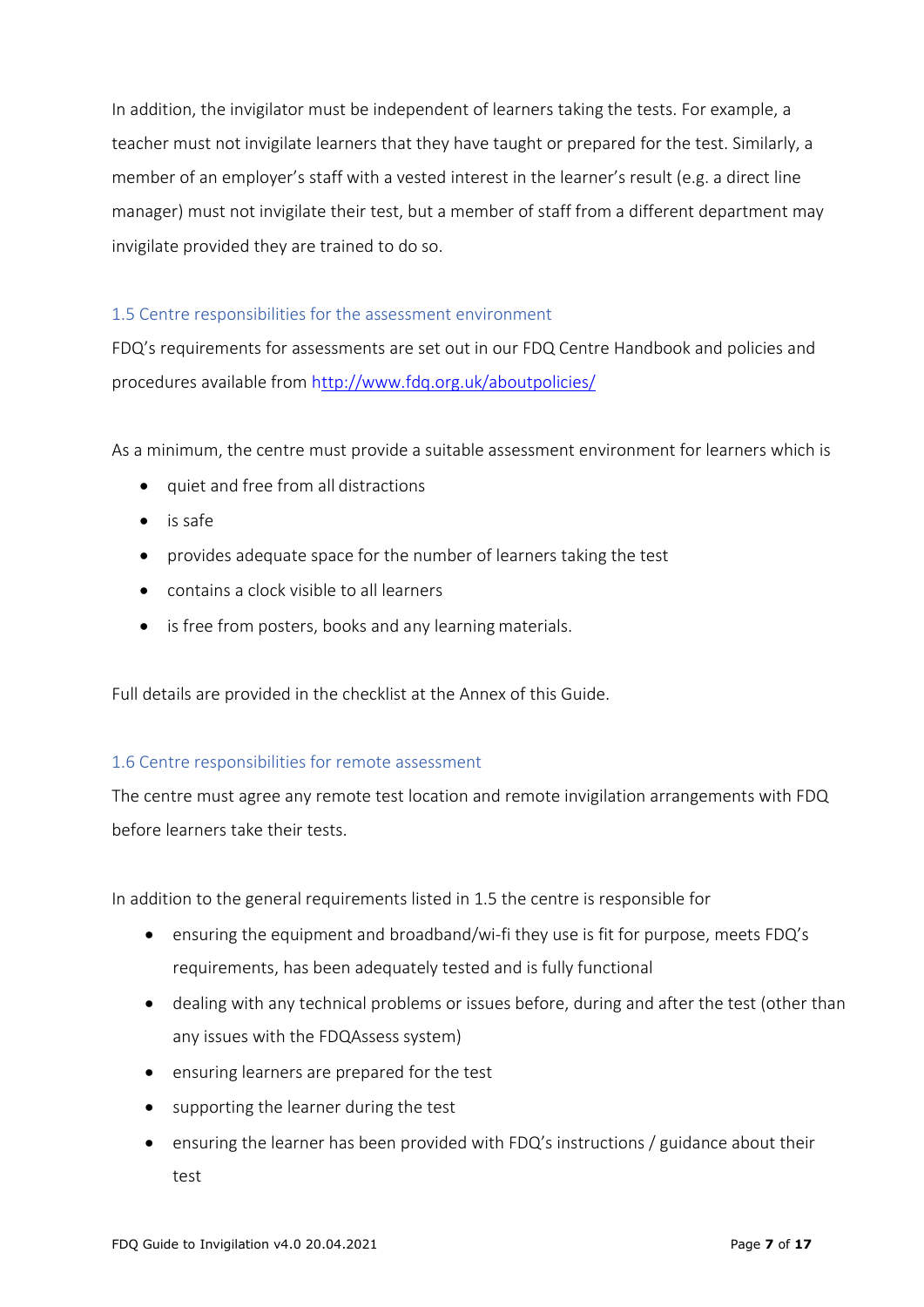In addition, the invigilator must be independent of learners taking the tests. For example, a teacher must not invigilate learners that they have taught or prepared for the test. Similarly, a member of an employer's staff with a vested interest in the learner's result (e.g. a direct line manager) must not invigilate their test, but a member of staff from a different department may invigilate provided they are trained to do so.

### 1.5 Centre responsibilities for the assessment environment

FDQ's requirements for assessments are set out in our FDQ Centre Handbook and policies and procedures available from http://www.fdq.org.uk/aboutpolicies/

As a minimum, the centre must provide a suitable assessment environment for learners which is

- quiet and free from all distractions
- is safe
- provides adequate space for the number of learners taking the test
- contains a clock visible to all learners
- is free from posters, books and any learning materials.

Full details are provided in the checklist at the Annex of this Guide.

### 1.6 Centre responsibilities for remote assessment

The centre must agree any remote test location and remote invigilation arrangements with FDQ before learners take their tests.

In addition to the general requirements listed in 1.5 the centre is responsible for

- ensuring the equipment and broadband/wi-fi they use is fit for purpose, meets FDQ's requirements, has been adequately tested and is fully functional
- dealing with any technical problems or issues before, during and after the test (other than any issues with the FDQAssess system)
- ensuring learners are prepared for the test
- supporting the learner during the test
- ensuring the learner has been provided with FDQ's instructions / guidance about their test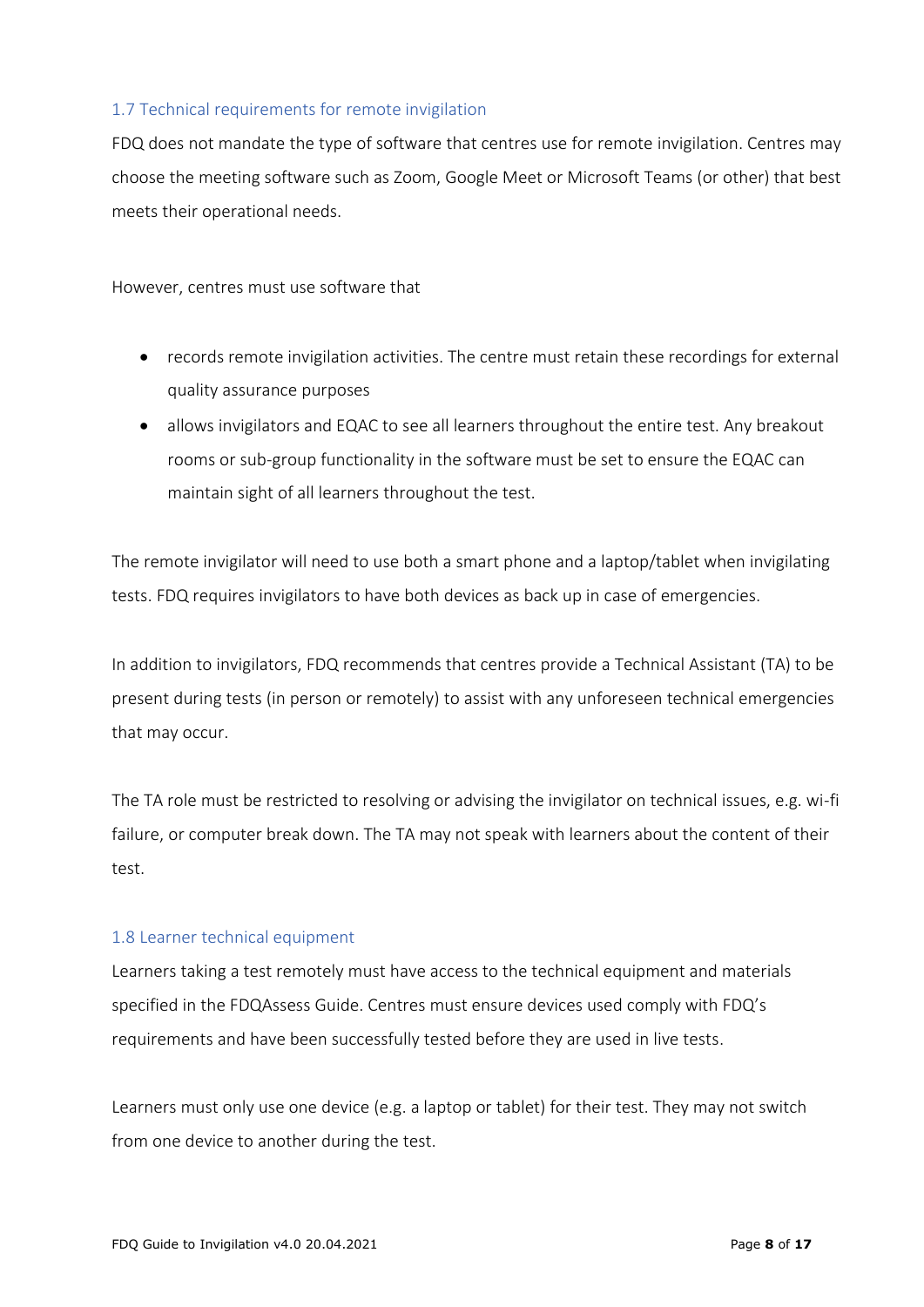### 1.7 Technical requirements for remote invigilation

FDQ does not mandate the type of software that centres use for remote invigilation. Centres may choose the meeting software such as Zoom, Google Meet or Microsoft Teams (or other) that best meets their operational needs.

However, centres must use software that

- records remote invigilation activities. The centre must retain these recordings for external quality assurance purposes
- allows invigilators and EQAC to see all learners throughout the entire test. Any breakout rooms or sub-group functionality in the software must be set to ensure the EQAC can maintain sight of all learners throughout the test.

The remote invigilator will need to use both a smart phone and a laptop/tablet when invigilating tests. FDQ requires invigilators to have both devices as back up in case of emergencies.

In addition to invigilators, FDQ recommends that centres provide a Technical Assistant (TA) to be present during tests (in person or remotely) to assist with any unforeseen technical emergencies that may occur.

The TA role must be restricted to resolving or advising the invigilator on technical issues, e.g. wi-fi failure, or computer break down. The TA may not speak with learners about the content of their test.

### 1.8 Learner technical equipment

Learners taking a test remotely must have access to the technical equipment and materials specified in the FDQAssess Guide. Centres must ensure devices used comply with FDQ's requirements and have been successfully tested before they are used in live tests.

Learners must only use one device (e.g. a laptop or tablet) for their test. They may not switch from one device to another during the test.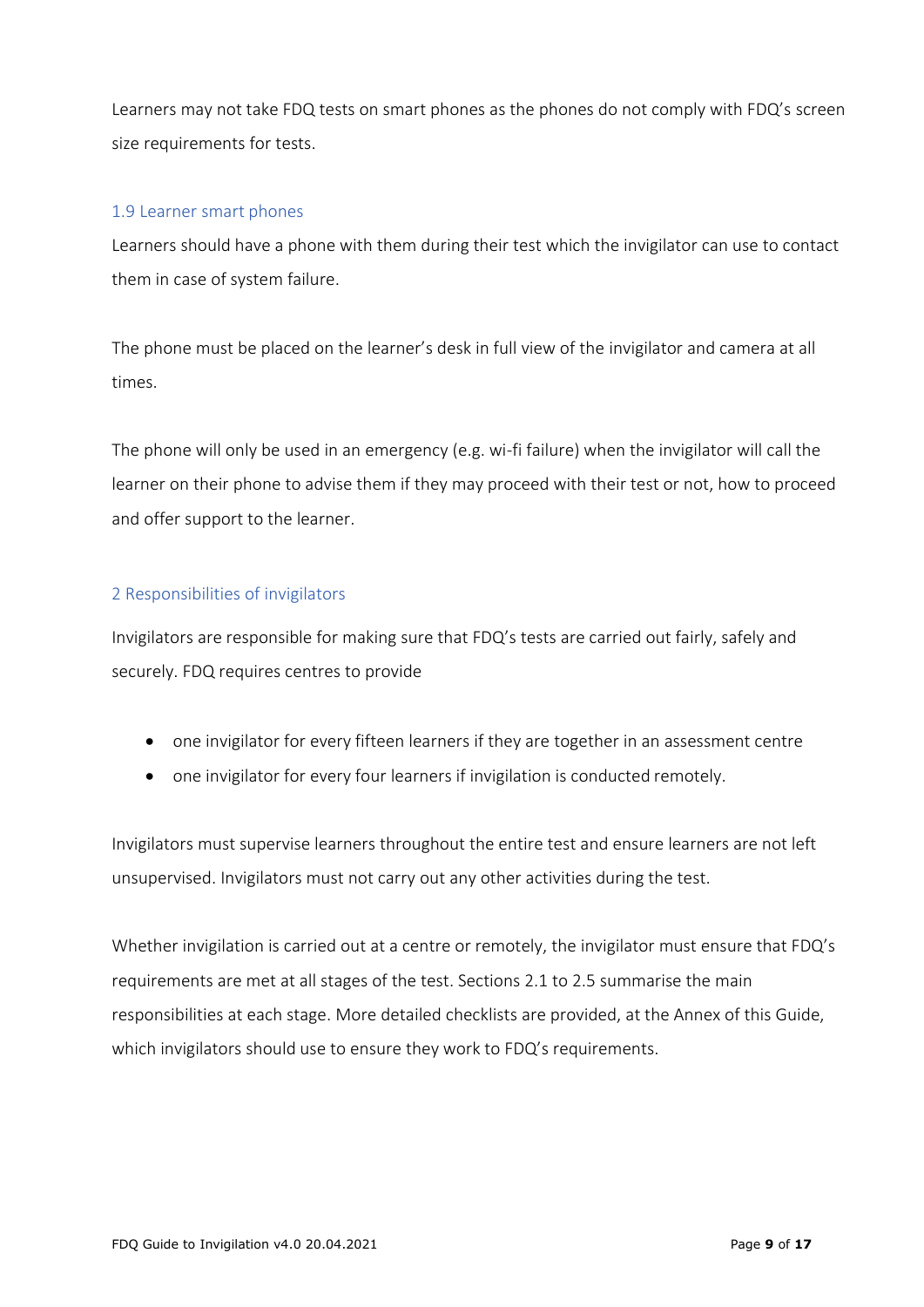Learners may not take FDQ tests on smart phones as the phones do not comply with FDQ's screen size requirements for tests.

### 1.9 Learner smart phones

Learners should have a phone with them during their test which the invigilator can use to contact them in case of system failure.

The phone must be placed on the learner's desk in full view of the invigilator and camera at all times.

The phone will only be used in an emergency (e.g. wi-fi failure) when the invigilator will call the learner on their phone to advise them if they may proceed with their test or not, how to proceed and offer support to the learner.

## 2 Responsibilities of invigilators

Invigilators are responsible for making sure that FDQ's tests are carried out fairly, safely and securely. FDQ requires centres to provide

- one invigilator for every fifteen learners if they are together in an assessment centre
- one invigilator for every four learners if invigilation is conducted remotely.

Invigilators must supervise learners throughout the entire test and ensure learners are not left unsupervised. Invigilators must not carry out any other activities during the test.

Whether invigilation is carried out at a centre or remotely, the invigilator must ensure that FDQ's requirements are met at all stages of the test. Sections 2.1 to 2.5 summarise the main responsibilities at each stage. More detailed checklists are provided, at the Annex of this Guide, which invigilators should use to ensure they work to FDQ's requirements.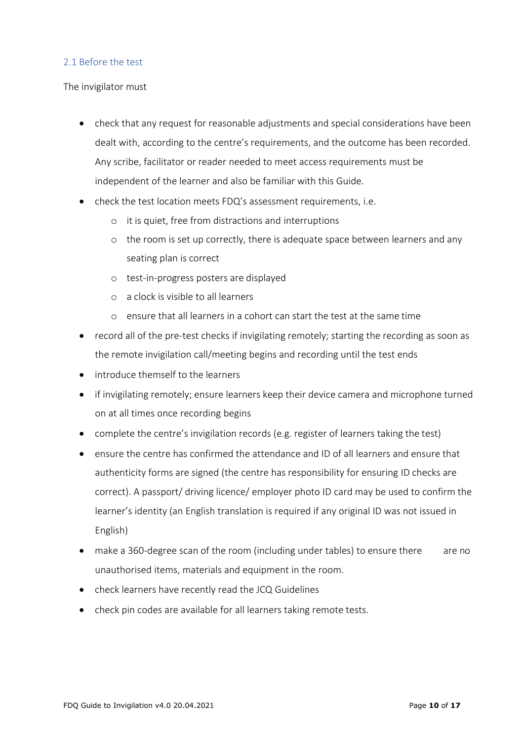## 2.1 Before the test

The invigilator must

- check that any request for reasonable adjustments and special considerations have been dealt with, according to the centre's requirements, and the outcome has been recorded. Any scribe, facilitator or reader needed to meet access requirements must be independent of the learner and also be familiar with this Guide.
- check the test location meets FDQ's assessment requirements, i.e.
    - it is quiet, free from distractions and interruptions
    - the room is set up correctly, there is adequate space between learners and any seating plan is correct
    - test-in-progress posters are displayed
    - a clock is visible to all learners
    - ensure that all learners in a cohort can start the test at the same time
- record all of the pre-test checks if invigilating remotely; starting the recording as soon as the remote invigilation call/meeting begins and recording until the test ends
- introduce themself to the learners
- if invigilating remotely; ensure learners keep their device camera and microphone turned on at all times once recording begins
- complete the centre's invigilation records (e.g. register of learners taking the test)
- ensure the centre has confirmed the attendance and ID of all learners and ensure that authenticity forms are signed (the centre has responsibility for ensuring ID checks are correct). A passport/ driving licence/ employer photo ID card may be used to confirm the learner's identity (an English translation is required if any original ID was not issued in English)
- make a 360-degree scan of the room (including under tables) to ensure there are no unauthorised items, materials and equipment in the room.
- check learners have recently read the JCQ Guidelines
- check pin codes are available for all learners taking remote tests.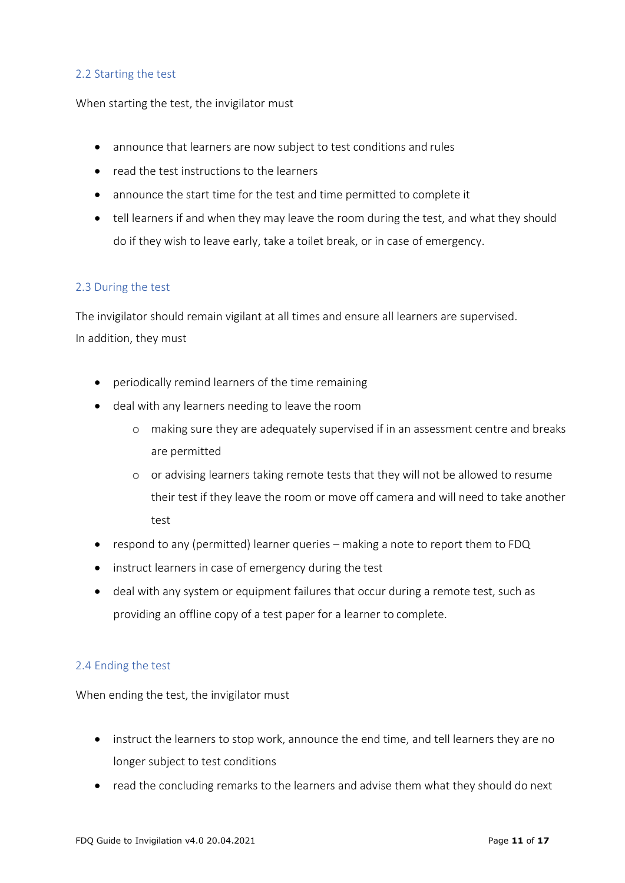### 2.2 Starting the test

When starting the test, the invigilator must

- announce that learners are now subject to test conditions and rules
- read the test instructions to the learners
- announce the start time for the test and time permitted to complete it
- tell learners if and when they may leave the room during the test, and what they should do if they wish to leave early, take a toilet break, or in case of emergency.

### 2.3 During the test

The invigilator should remain vigilant at all times and ensure all learners are supervised.
In addition, they must

- periodically remind learners of the time remaining
- deal with any learners needing to leave the room
    - making sure they are adequately supervised if in an assessment centre and breaks are permitted
    - or advising learners taking remote tests that they will not be allowed to resume their test if they leave the room or move off camera and will need to take another test
- respond to any (permitted) learner queries – making a note to report them to FDQ
- instruct learners in case of emergency during the test
- deal with any system or equipment failures that occur during a remote test, such as providing an offline copy of a test paper for a learner to complete.

### 2.4 Ending the test

When ending the test, the invigilator must

- instruct the learners to stop work, announce the end time, and tell learners they are no longer subject to test conditions
- read the concluding remarks to the learners and advise them what they should do next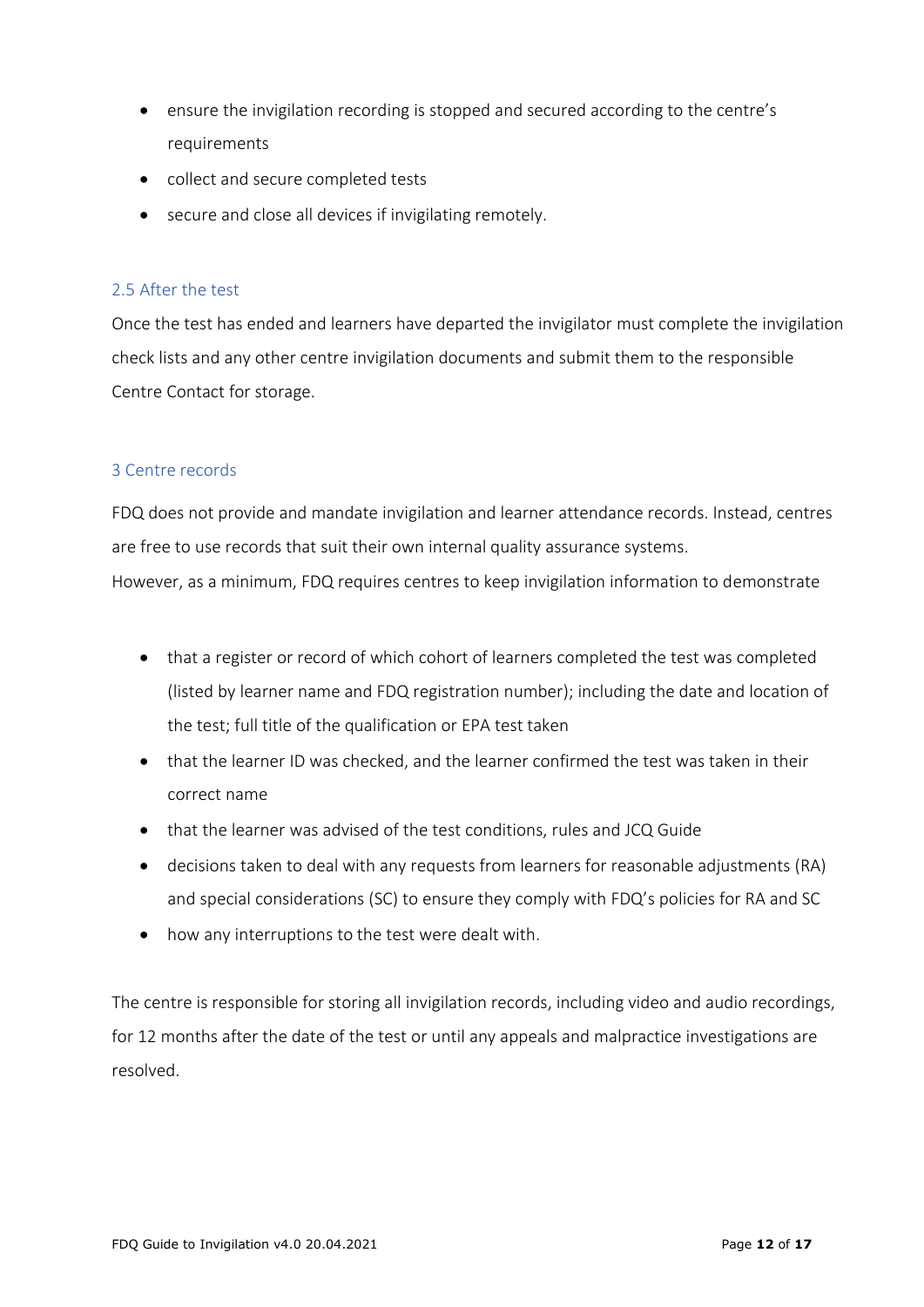- ensure the invigilation recording is stopped and secured according to the centre's requirements
- collect and secure completed tests
- secure and close all devices if invigilating remotely.

## 2.5 After the test

Once the test has ended and learners have departed the invigilator must complete the invigilation check lists and any other centre invigilation documents and submit them to the responsible Centre Contact for storage.

# 3 Centre records

FDQ does not provide and mandate invigilation and learner attendance records. Instead, centres are free to use records that suit their own internal quality assurance systems.

However, as a minimum, FDQ requires centres to keep invigilation information to demonstrate

- that a register or record of which cohort of learners completed the test was completed (listed by learner name and FDQ registration number); including the date and location of the test; full title of the qualification or EPA test taken
- that the learner ID was checked, and the learner confirmed the test was taken in their correct name
- that the learner was advised of the test conditions, rules and JCQ Guide
- decisions taken to deal with any requests from learners for reasonable adjustments (RA) and special considerations (SC) to ensure they comply with FDQ's policies for RA and SC
- how any interruptions to the test were dealt with.

The centre is responsible for storing all invigilation records, including video and audio recordings, for 12 months after the date of the test or until any appeals and malpractice investigations are resolved.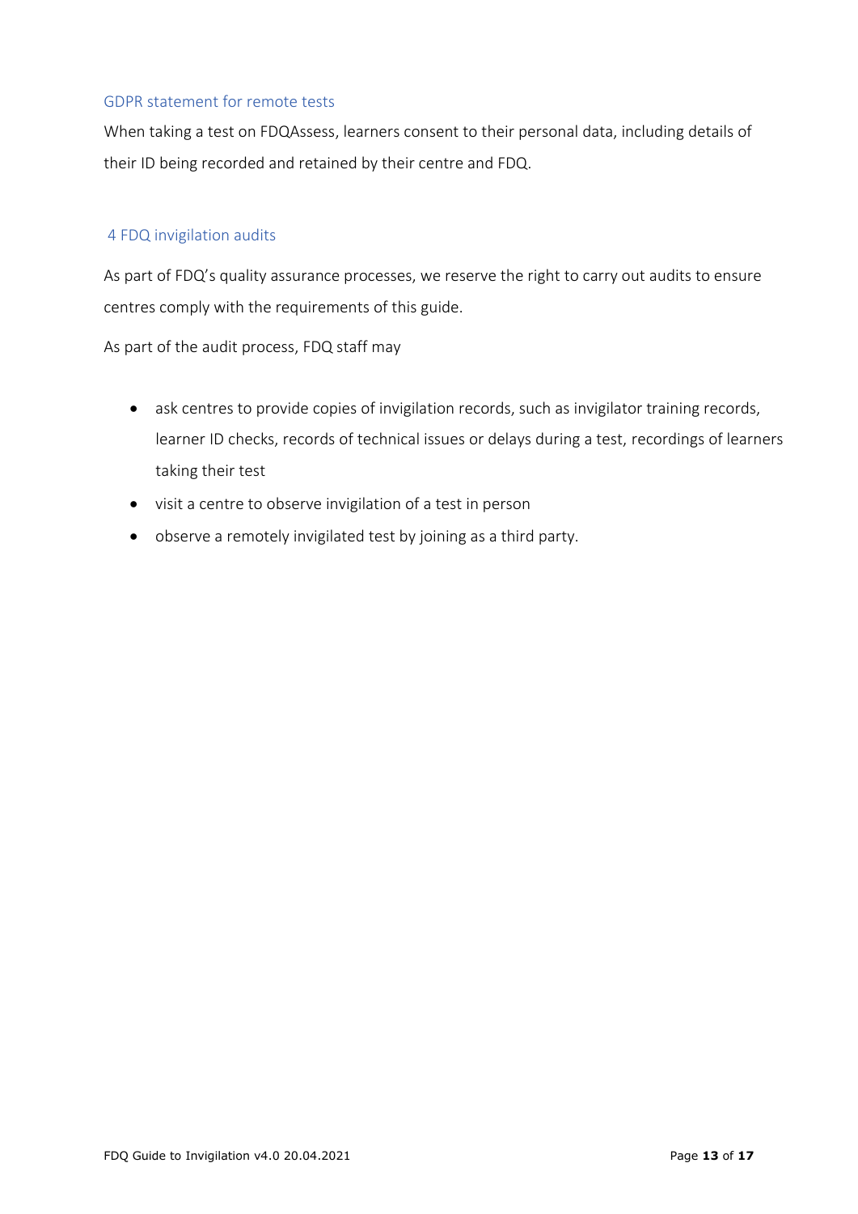### GDPR statement for remote tests

When taking a test on FDQAssess, learners consent to their personal data, including details of their ID being recorded and retained by their centre and FDQ.

## 4 FDQ invigilation audits

As part of FDQ's quality assurance processes, we reserve the right to carry out audits to ensure centres comply with the requirements of this guide.

As part of the audit process, FDQ staff may

- ask centres to provide copies of invigilation records, such as invigilator training records, learner ID checks, records of technical issues or delays during a test, recordings of learners taking their test
- visit a centre to observe invigilation of a test in person
- observe a remotely invigilated test by joining as a third party.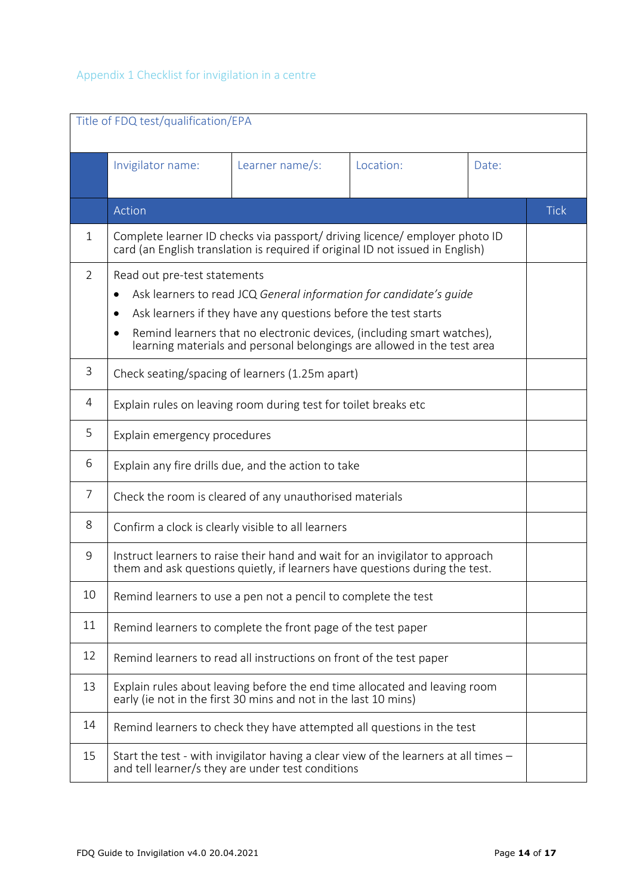## Appendix 1 Checklist for invigilation in a centre

| Title of FDQ test/qualification/EPA | | | | | |
|---|---|---|---|---|---|
| | Invigilator name: | Learner name/s: | Location: | Date: | |
| | **Action** | | | | **Tick** |
| 1 | Complete learner ID checks via passport/ driving licence/ employer photo ID card (an English translation is required if original ID not issued in English) | | | | |
| 2 | Read out pre-test statements<br>• Ask learners to read JCQ *General information for candidate's guide*<br>• Ask learners if they have any questions before the test starts<br>• Remind learners that no electronic devices, (including smart watches), learning materials and personal belongings are allowed in the test area | | | | |
| 3 | Check seating/spacing of learners (1.25m apart) | | | | |
| 4 | Explain rules on leaving room during test for toilet breaks etc | | | | |
| 5 | Explain emergency procedures | | | | |
| 6 | Explain any fire drills due, and the action to take | | | | |
| 7 | Check the room is cleared of any unauthorised materials | | | | |
| 8 | Confirm a clock is clearly visible to all learners | | | | |
| 9 | Instruct learners to raise their hand and wait for an invigilator to approach them and ask questions quietly, if learners have questions during the test. | | | | |
| 10 | Remind learners to use a pen not a pencil to complete the test | | | | |
| 11 | Remind learners to complete the front page of the test paper | | | | |
| 12 | Remind learners to read all instructions on front of the test paper | | | | |
| 13 | Explain rules about leaving before the end time allocated and leaving room early (ie not in the first 30 mins and not in the last 10 mins) | | | | |
| 14 | Remind learners to check they have attempted all questions in the test | | | | |
| 15 | Start the test - with invigilator having a clear view of the learners at all times – and tell learner/s they are under test conditions | | | | |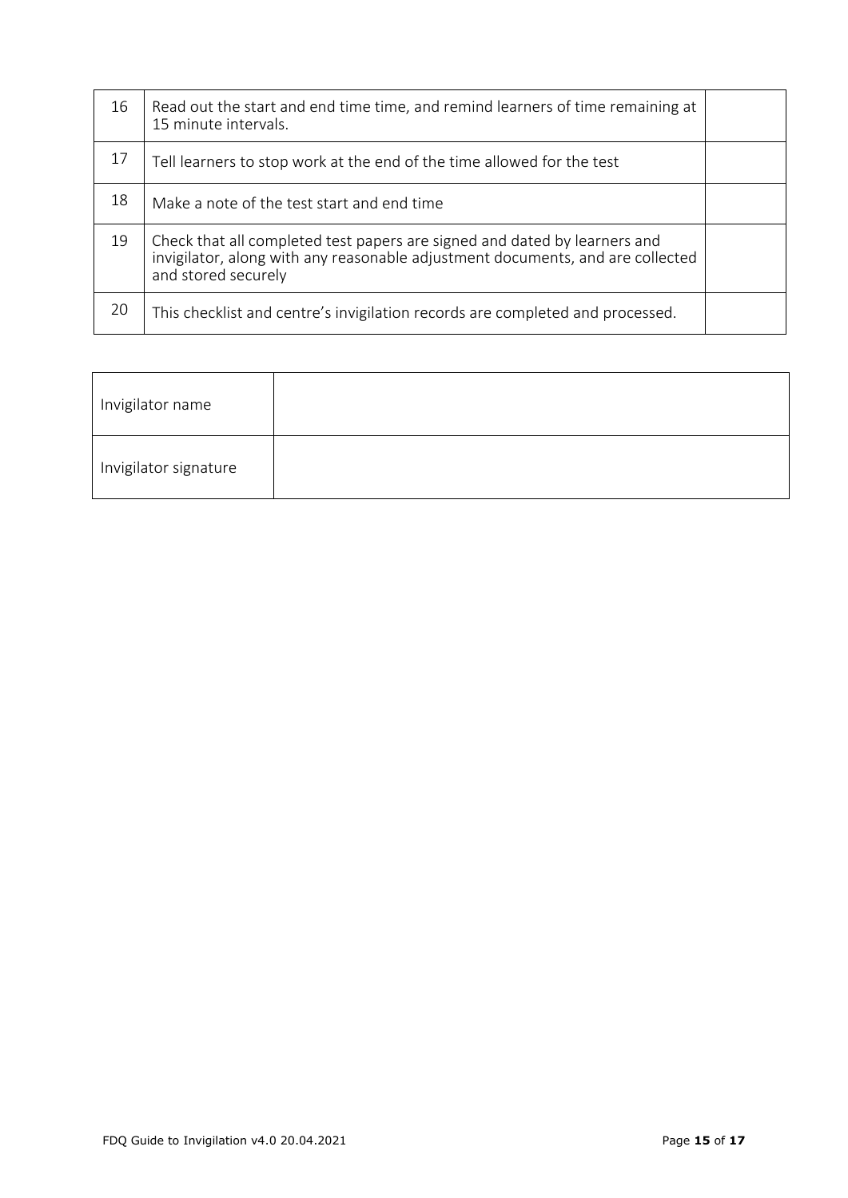| | | |
|---|---|---|
| 16 | Read out the start and end time time, and remind learners of time remaining at 15 minute intervals. | |
| 17 | Tell learners to stop work at the end of the time allowed for the test | |
| 18 | Make a note of the test start and end time | |
| 19 | Check that all completed test papers are signed and dated by learners and invigilator, along with any reasonable adjustment documents, and are collected and stored securely | |
| 20 | This checklist and centre's invigilation records are completed and processed. | |

| | |
|---|---|
| Invigilator name | |
| Invigilator signature | |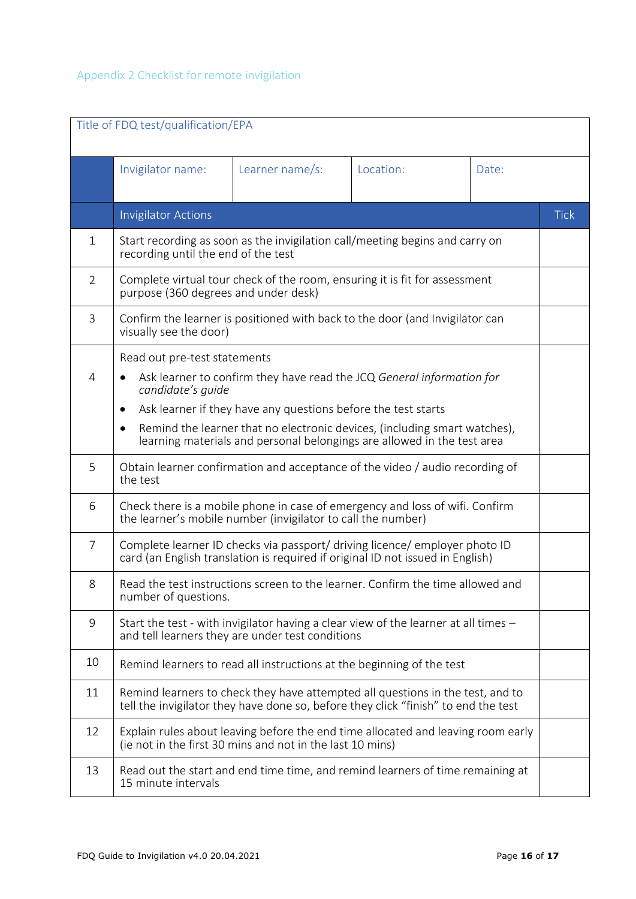## Appendix 2 Checklist for remote invigilation

| Title of FDQ test/qualification/EPA | | | | | |
|---|---|---|---|---|---|
| | Invigilator name: | Learner name/s: | Location: | Date: | |
| | **Invigilator Actions** | | | | **Tick** |
| 1 | Start recording as soon as the invigilation call/meeting begins and carry on recording until the end of the test | | | | |
| 2 | Complete virtual tour check of the room, ensuring it is fit for assessment purpose (360 degrees and under desk) | | | | |
| 3 | Confirm the learner is positioned with back to the door (and Invigilator can visually see the door) | | | | |
| 4 | Read out pre-test statements<br>• Ask learner to confirm they have read the JCQ *General information for candidate's guide*<br>• Ask learner if they have any questions before the test starts<br>• Remind the learner that no electronic devices, (including smart watches), learning materials and personal belongings are allowed in the test area | | | | |
| 5 | Obtain learner confirmation and acceptance of the video / audio recording of the test | | | | |
| 6 | Check there is a mobile phone in case of emergency and loss of wifi. Confirm the learner's mobile number (invigilator to call the number) | | | | |
| 7 | Complete learner ID checks via passport/ driving licence/ employer photo ID card (an English translation is required if original ID not issued in English) | | | | |
| 8 | Read the test instructions screen to the learner. Confirm the time allowed and number of questions. | | | | |
| 9 | Start the test - with invigilator having a clear view of the learner at all times – and tell learners they are under test conditions | | | | |
| 10 | Remind learners to read all instructions at the beginning of the test | | | | |
| 11 | Remind learners to check they have attempted all questions in the test, and to tell the invigilator they have done so, before they click "finish" to end the test | | | | |
| 12 | Explain rules about leaving before the end time allocated and leaving room early (ie not in the first 30 mins and not in the last 10 mins) | | | | |
| 13 | Read out the start and end time time, and remind learners of time remaining at 15 minute intervals | | | | |

FDQ Guide to Invigilation v4.0 20.04.2021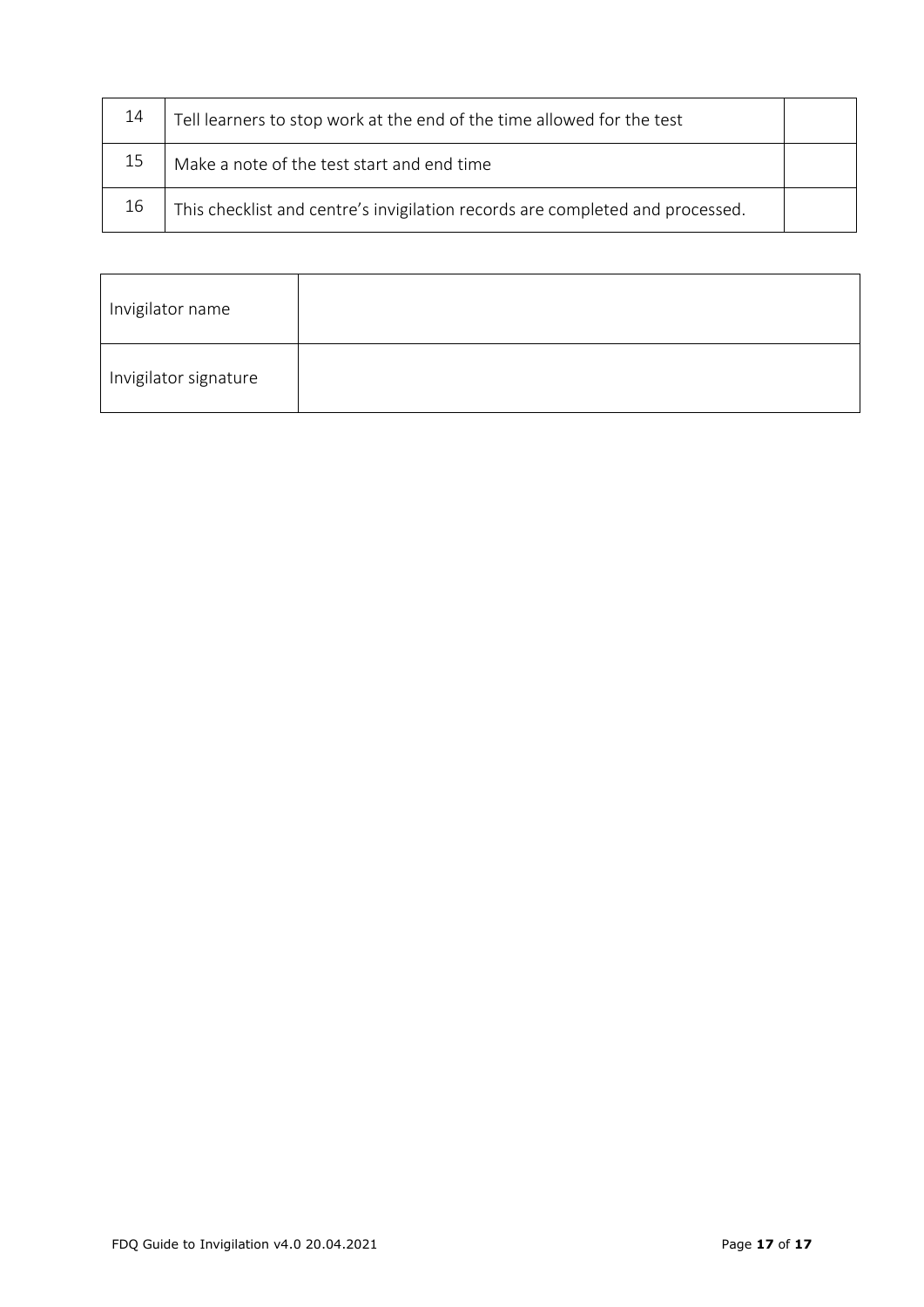| | | |
|---|---|---|
| 14 | Tell learners to stop work at the end of the time allowed for the test | |
| 15 | Make a note of the test start and end time | |
| 16 | This checklist and centre's invigilation records are completed and processed. | |

| | |
|---|---|
| Invigilator name | |
| Invigilator signature | |